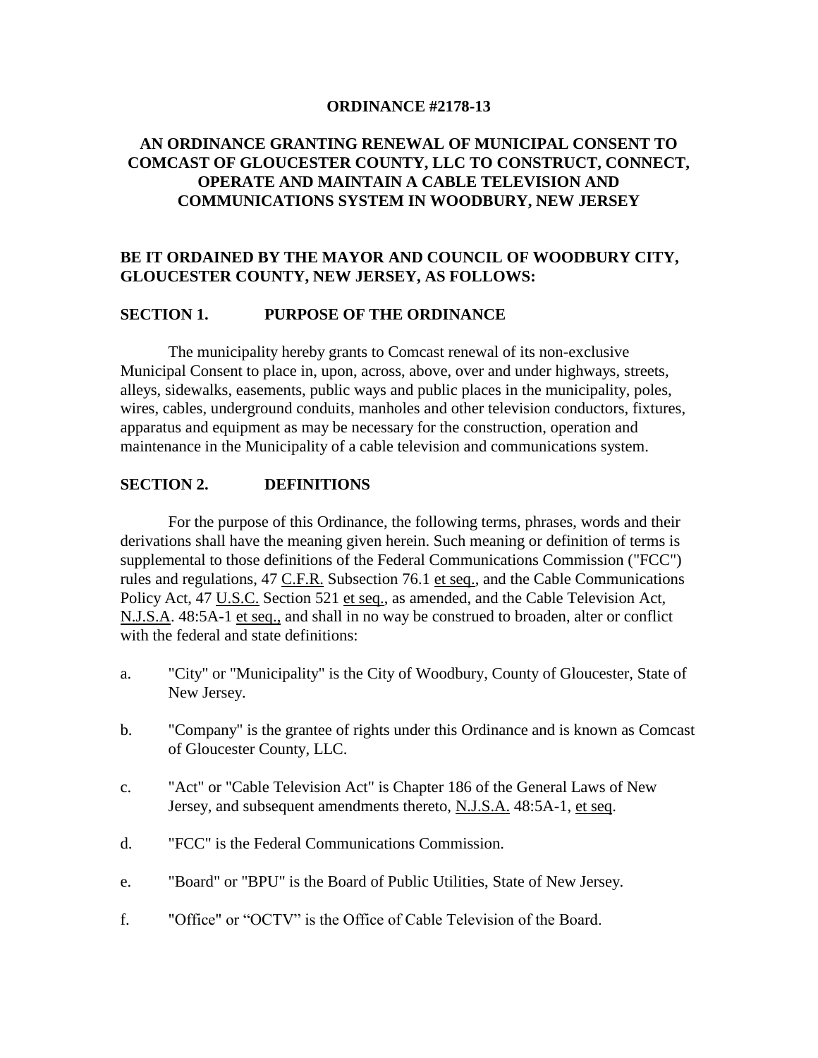# ORDINANCE #2178-13

## AN ORDINANCE GRANTING RENEWAL OF MUNICIPAL CONSENT TO COMCAST OF GLOUCESTER COUNTY, LLC TO CONSTRUCT, CONNECT, OPERATE AND MAINTAIN A CABLE TELEVISION AND COMMUNICATIONS SYSTEM IN WOODBURY, NEW JERSEY

**BE IT ORDAINED BY THE MAYOR AND COUNCIL OF WOODBURY CITY, GLOUCESTER COUNTY, NEW JERSEY, AS FOLLOWS:**

### SECTION 1. PURPOSE OF THE ORDINANCE

The municipality hereby grants to Comcast renewal of its non-exclusive Municipal Consent to place in, upon, across, above, over and under highways, streets, alleys, sidewalks, easements, public ways and public places in the municipality, poles, wires, cables, underground conduits, manholes and other television conductors, fixtures, apparatus and equipment as may be necessary for the construction, operation and maintenance in the Municipality of a cable television and communications system.

### SECTION 2. DEFINITIONS

For the purpose of this Ordinance, the following terms, phrases, words and their derivations shall have the meaning given herein. Such meaning or definition of terms is supplemental to those definitions of the Federal Communications Commission ("FCC") rules and regulations, 47 C.F.R. Subsection 76.1 et seq., and the Cable Communications Policy Act, 47 U.S.C. Section 521 et seq., as amended, and the Cable Television Act, N.J.S.A. 48:5A-1 et seq., and shall in no way be construed to broaden, alter or conflict with the federal and state definitions:

a. "City" or "Municipality" is the City of Woodbury, County of Gloucester, State of New Jersey.

b. "Company" is the grantee of rights under this Ordinance and is known as Comcast of Gloucester County, LLC.

c. "Act" or "Cable Television Act" is Chapter 186 of the General Laws of New Jersey, and subsequent amendments thereto, N.J.S.A. 48:5A-1, et seq.

d. "FCC" is the Federal Communications Commission.

e. "Board" or "BPU" is the Board of Public Utilities, State of New Jersey.

f. "Office" or "OCTV" is the Office of Cable Television of the Board.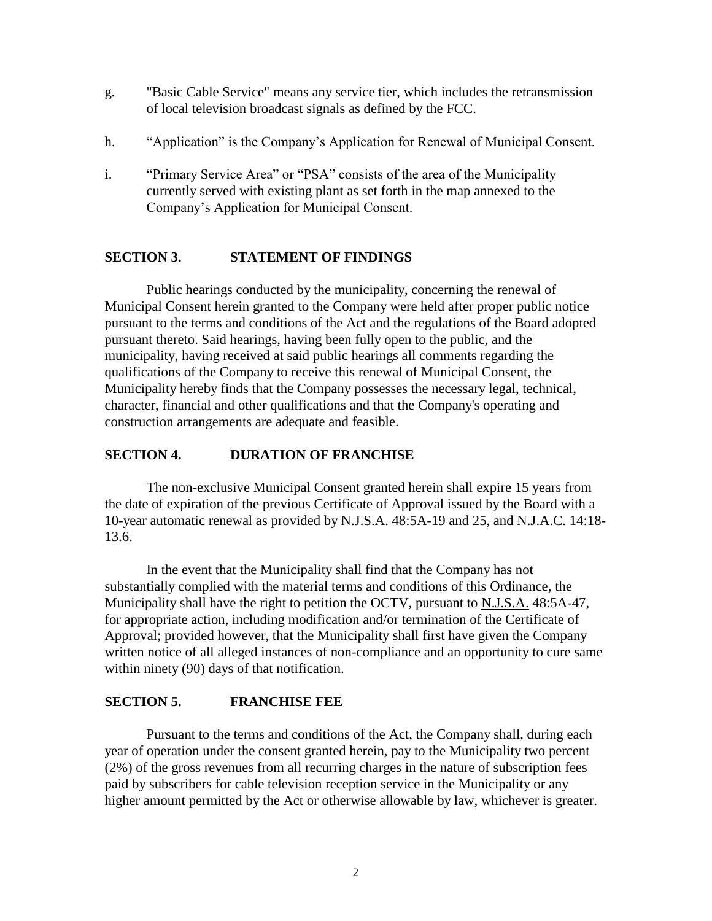g. "Basic Cable Service" means any service tier, which includes the retransmission of local television broadcast signals as defined by the FCC.

h. "Application" is the Company's Application for Renewal of Municipal Consent.

i. "Primary Service Area" or "PSA" consists of the area of the Municipality currently served with existing plant as set forth in the map annexed to the Company's Application for Municipal Consent.

## SECTION 3. STATEMENT OF FINDINGS

Public hearings conducted by the municipality, concerning the renewal of Municipal Consent herein granted to the Company were held after proper public notice pursuant to the terms and conditions of the Act and the regulations of the Board adopted pursuant thereto. Said hearings, having been fully open to the public, and the municipality, having received at said public hearings all comments regarding the qualifications of the Company to receive this renewal of Municipal Consent, the Municipality hereby finds that the Company possesses the necessary legal, technical, character, financial and other qualifications and that the Company's operating and construction arrangements are adequate and feasible.

## SECTION 4. DURATION OF FRANCHISE

The non-exclusive Municipal Consent granted herein shall expire 15 years from the date of expiration of the previous Certificate of Approval issued by the Board with a 10-year automatic renewal as provided by N.J.S.A. 48:5A-19 and 25, and N.J.A.C. 14:18-13.6.

In the event that the Municipality shall find that the Company has not substantially complied with the material terms and conditions of this Ordinance, the Municipality shall have the right to petition the OCTV, pursuant to N.J.S.A. 48:5A-47, for appropriate action, including modification and/or termination of the Certificate of Approval; provided however, that the Municipality shall first have given the Company written notice of all alleged instances of non-compliance and an opportunity to cure same within ninety (90) days of that notification.

## SECTION 5. FRANCHISE FEE

Pursuant to the terms and conditions of the Act, the Company shall, during each year of operation under the consent granted herein, pay to the Municipality two percent (2%) of the gross revenues from all recurring charges in the nature of subscription fees paid by subscribers for cable television reception service in the Municipality or any higher amount permitted by the Act or otherwise allowable by law, whichever is greater.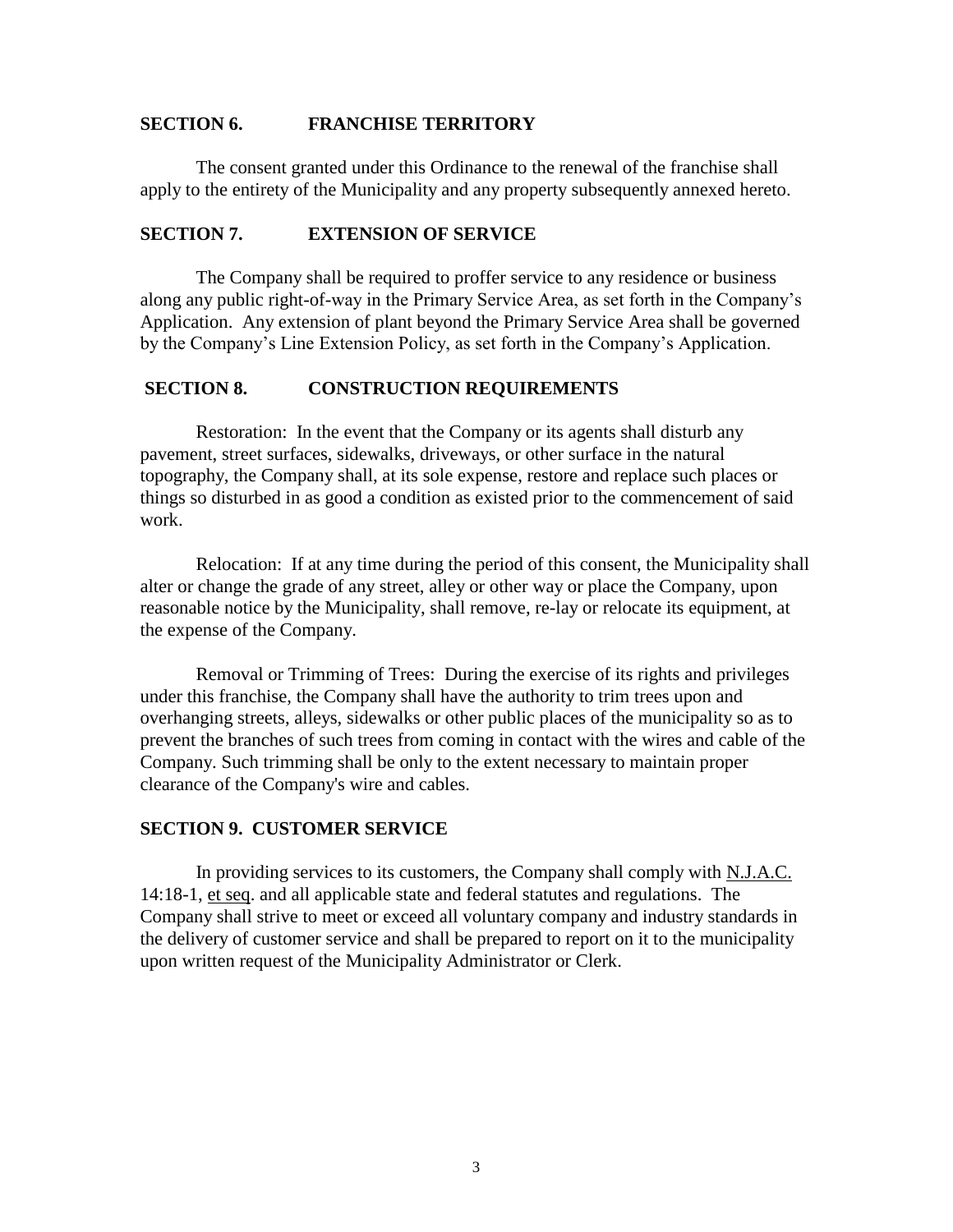**SECTION 6. FRANCHISE TERRITORY**

The consent granted under this Ordinance to the renewal of the franchise shall apply to the entirety of the Municipality and any property subsequently annexed hereto.

**SECTION 7. EXTENSION OF SERVICE**

The Company shall be required to proffer service to any residence or business along any public right-of-way in the Primary Service Area, as set forth in the Company's Application. Any extension of plant beyond the Primary Service Area shall be governed by the Company's Line Extension Policy, as set forth in the Company's Application.

**SECTION 8. CONSTRUCTION REQUIREMENTS**

Restoration: In the event that the Company or its agents shall disturb any pavement, street surfaces, sidewalks, driveways, or other surface in the natural topography, the Company shall, at its sole expense, restore and replace such places or things so disturbed in as good a condition as existed prior to the commencement of said work.

Relocation: If at any time during the period of this consent, the Municipality shall alter or change the grade of any street, alley or other way or place the Company, upon reasonable notice by the Municipality, shall remove, re-lay or relocate its equipment, at the expense of the Company.

Removal or Trimming of Trees: During the exercise of its rights and privileges under this franchise, the Company shall have the authority to trim trees upon and overhanging streets, alleys, sidewalks or other public places of the municipality so as to prevent the branches of such trees from coming in contact with the wires and cable of the Company. Such trimming shall be only to the extent necessary to maintain proper clearance of the Company's wire and cables.

**SECTION 9. CUSTOMER SERVICE**

In providing services to its customers, the Company shall comply with N.J.A.C. 14:18-1, et seq. and all applicable state and federal statutes and regulations. The Company shall strive to meet or exceed all voluntary company and industry standards in the delivery of customer service and shall be prepared to report on it to the municipality upon written request of the Municipality Administrator or Clerk.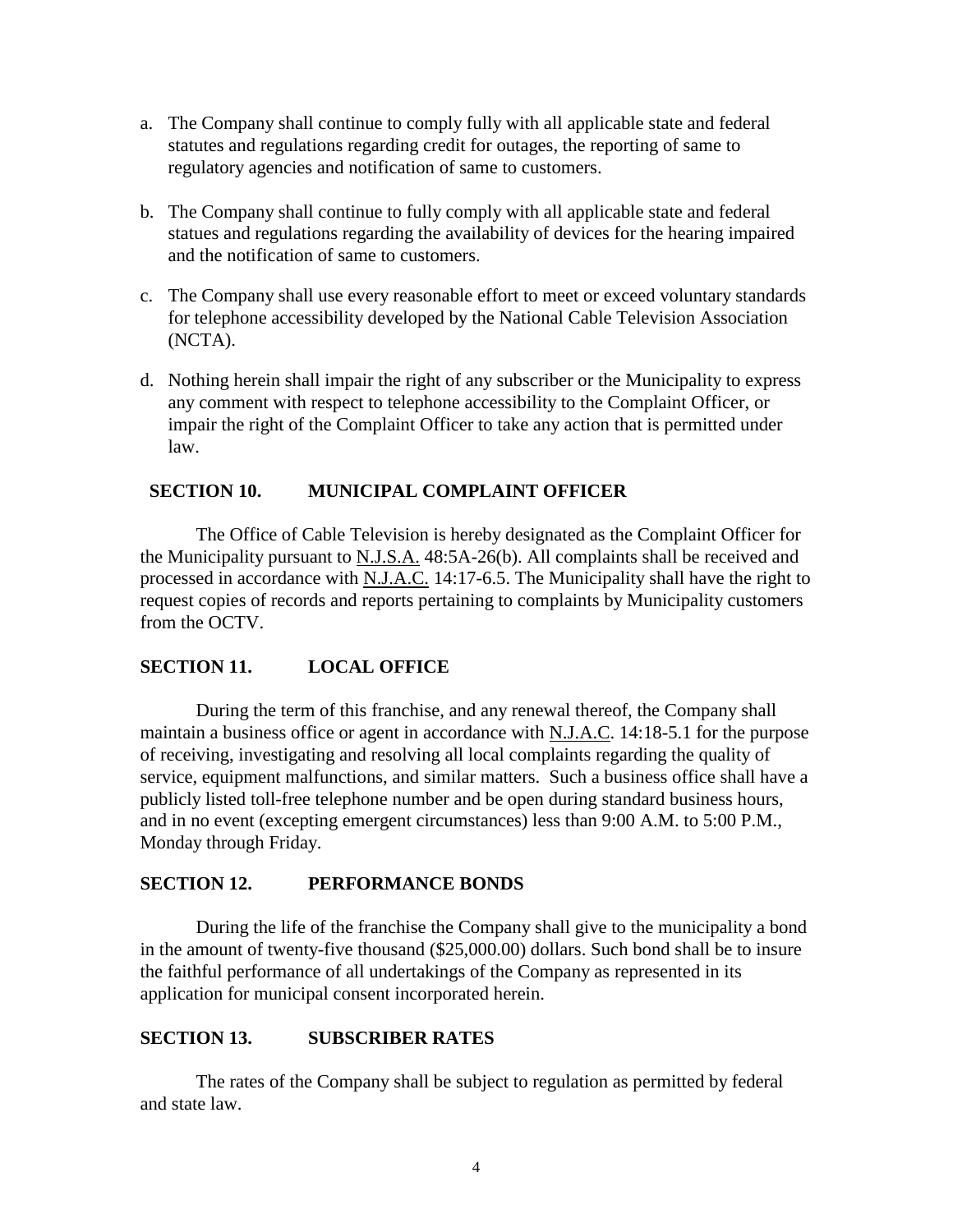a. The Company shall continue to comply fully with all applicable state and federal statutes and regulations regarding credit for outages, the reporting of same to regulatory agencies and notification of same to customers.

b. The Company shall continue to fully comply with all applicable state and federal statues and regulations regarding the availability of devices for the hearing impaired and the notification of same to customers.

c. The Company shall use every reasonable effort to meet or exceed voluntary standards for telephone accessibility developed by the National Cable Television Association (NCTA).

d. Nothing herein shall impair the right of any subscriber or the Municipality to express any comment with respect to telephone accessibility to the Complaint Officer, or impair the right of the Complaint Officer to take any action that is permitted under law.

## SECTION 10. MUNICIPAL COMPLAINT OFFICER

The Office of Cable Television is hereby designated as the Complaint Officer for the Municipality pursuant to N.J.S.A. 48:5A-26(b). All complaints shall be received and processed in accordance with N.J.A.C. 14:17-6.5. The Municipality shall have the right to request copies of records and reports pertaining to complaints by Municipality customers from the OCTV.

## SECTION 11. LOCAL OFFICE

During the term of this franchise, and any renewal thereof, the Company shall maintain a business office or agent in accordance with N.J.A.C. 14:18-5.1 for the purpose of receiving, investigating and resolving all local complaints regarding the quality of service, equipment malfunctions, and similar matters. Such a business office shall have a publicly listed toll-free telephone number and be open during standard business hours, and in no event (excepting emergent circumstances) less than 9:00 A.M. to 5:00 P.M., Monday through Friday.

## SECTION 12. PERFORMANCE BONDS

During the life of the franchise the Company shall give to the municipality a bond in the amount of twenty-five thousand ($25,000.00) dollars. Such bond shall be to insure the faithful performance of all undertakings of the Company as represented in its application for municipal consent incorporated herein.

## SECTION 13. SUBSCRIBER RATES

The rates of the Company shall be subject to regulation as permitted by federal and state law.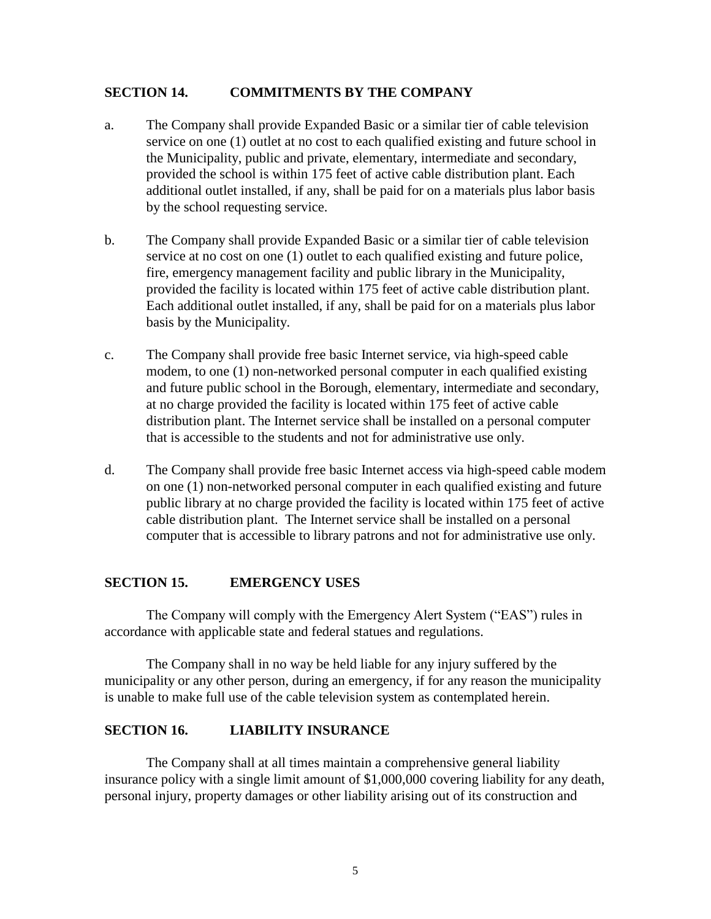## SECTION 14. COMMITMENTS BY THE COMPANY

a. The Company shall provide Expanded Basic or a similar tier of cable television service on one (1) outlet at no cost to each qualified existing and future school in the Municipality, public and private, elementary, intermediate and secondary, provided the school is within 175 feet of active cable distribution plant. Each additional outlet installed, if any, shall be paid for on a materials plus labor basis by the school requesting service.

b. The Company shall provide Expanded Basic or a similar tier of cable television service at no cost on one (1) outlet to each qualified existing and future police, fire, emergency management facility and public library in the Municipality, provided the facility is located within 175 feet of active cable distribution plant. Each additional outlet installed, if any, shall be paid for on a materials plus labor basis by the Municipality.

c. The Company shall provide free basic Internet service, via high-speed cable modem, to one (1) non-networked personal computer in each qualified existing and future public school in the Borough, elementary, intermediate and secondary, at no charge provided the facility is located within 175 feet of active cable distribution plant. The Internet service shall be installed on a personal computer that is accessible to the students and not for administrative use only.

d. The Company shall provide free basic Internet access via high-speed cable modem on one (1) non-networked personal computer in each qualified existing and future public library at no charge provided the facility is located within 175 feet of active cable distribution plant. The Internet service shall be installed on a personal computer that is accessible to library patrons and not for administrative use only.

## SECTION 15. EMERGENCY USES

The Company will comply with the Emergency Alert System ("EAS") rules in accordance with applicable state and federal statues and regulations.

The Company shall in no way be held liable for any injury suffered by the municipality or any other person, during an emergency, if for any reason the municipality is unable to make full use of the cable television system as contemplated herein.

## SECTION 16. LIABILITY INSURANCE

The Company shall at all times maintain a comprehensive general liability insurance policy with a single limit amount of $1,000,000 covering liability for any death, personal injury, property damages or other liability arising out of its construction and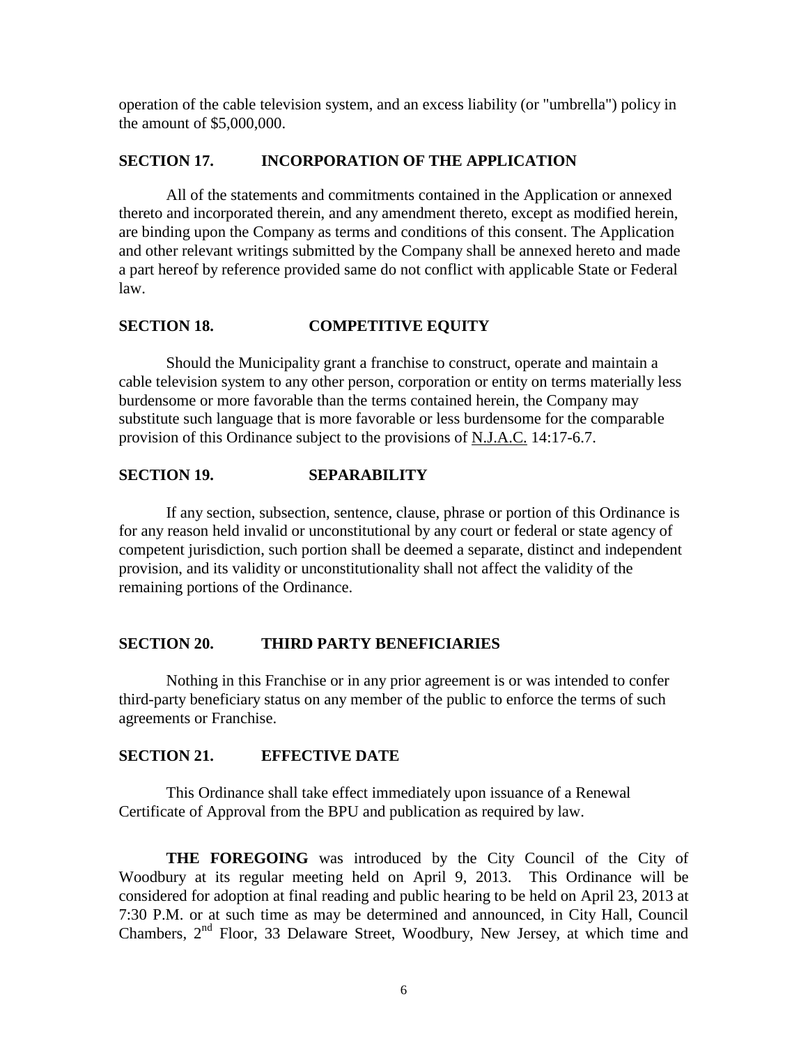operation of the cable television system, and an excess liability (or "umbrella") policy in the amount of $5,000,000.

## SECTION 17. INCORPORATION OF THE APPLICATION

All of the statements and commitments contained in the Application or annexed thereto and incorporated therein, and any amendment thereto, except as modified herein, are binding upon the Company as terms and conditions of this consent. The Application and other relevant writings submitted by the Company shall be annexed hereto and made a part hereof by reference provided same do not conflict with applicable State or Federal law.

## SECTION 18. COMPETITIVE EQUITY

Should the Municipality grant a franchise to construct, operate and maintain a cable television system to any other person, corporation or entity on terms materially less burdensome or more favorable than the terms contained herein, the Company may substitute such language that is more favorable or less burdensome for the comparable provision of this Ordinance subject to the provisions of N.J.A.C. 14:17-6.7.

## SECTION 19. SEPARABILITY

If any section, subsection, sentence, clause, phrase or portion of this Ordinance is for any reason held invalid or unconstitutional by any court or federal or state agency of competent jurisdiction, such portion shall be deemed a separate, distinct and independent provision, and its validity or unconstitutionality shall not affect the validity of the remaining portions of the Ordinance.

## SECTION 20. THIRD PARTY BENEFICIARIES

Nothing in this Franchise or in any prior agreement is or was intended to confer third-party beneficiary status on any member of the public to enforce the terms of such agreements or Franchise.

## SECTION 21. EFFECTIVE DATE

This Ordinance shall take effect immediately upon issuance of a Renewal Certificate of Approval from the BPU and publication as required by law.

**THE FOREGOING** was introduced by the City Council of the City of Woodbury at its regular meeting held on April 9, 2013. This Ordinance will be considered for adoption at final reading and public hearing to be held on April 23, 2013 at 7:30 P.M. or at such time as may be determined and announced, in City Hall, Council Chambers, 2nd Floor, 33 Delaware Street, Woodbury, New Jersey, at which time and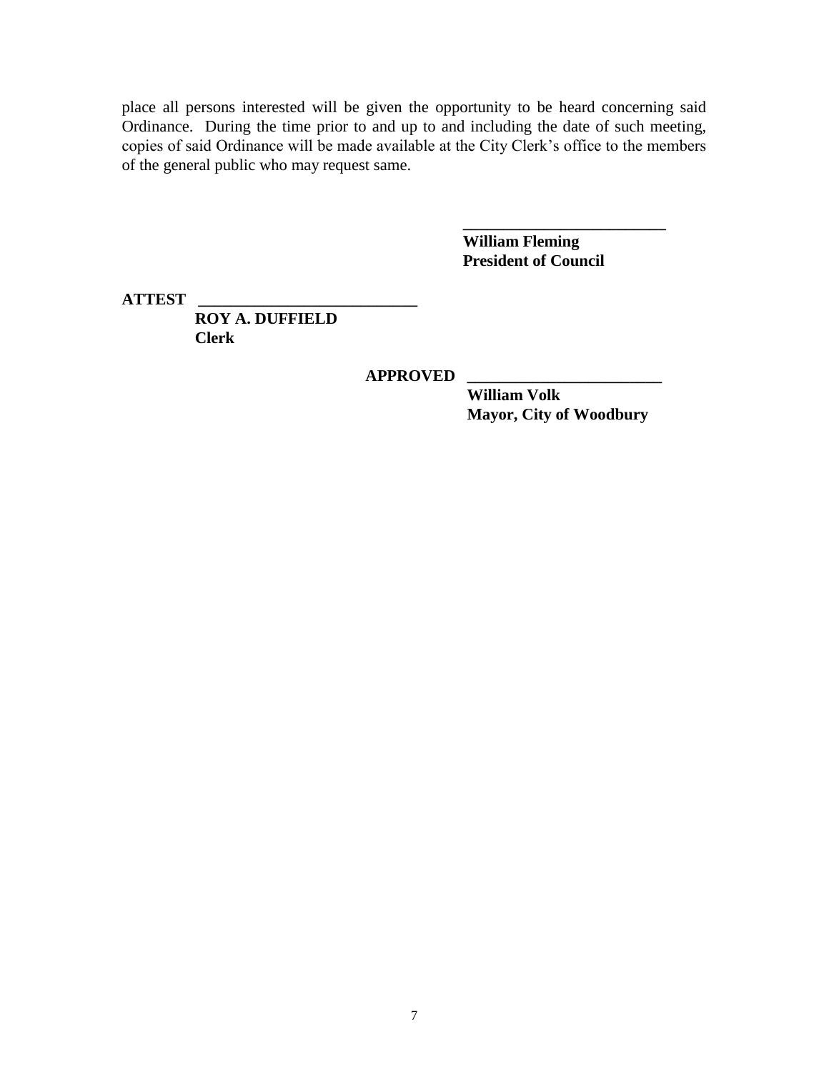place all persons interested will be given the opportunity to be heard concerning said Ordinance. During the time prior to and up to and including the date of such meeting, copies of said Ordinance will be made available at the City Clerk's office to the members of the general public who may request same.

\_\_\_\_\_\_\_\_\_\_\_\_\_\_\_\_\_\_\_\_\_\_\_\_\_\_
**William Fleming**
**President of Council**

**ATTEST** \_\_\_\_\_\_\_\_\_\_\_\_\_\_\_\_\_\_\_\_\_\_\_\_\_\_\_\_
**ROY A. DUFFIELD**
**Clerk**

**APPROVED** \_\_\_\_\_\_\_\_\_\_\_\_\_\_\_\_\_\_\_\_\_\_\_\_\_
**William Volk**
**Mayor, City of Woodbury**